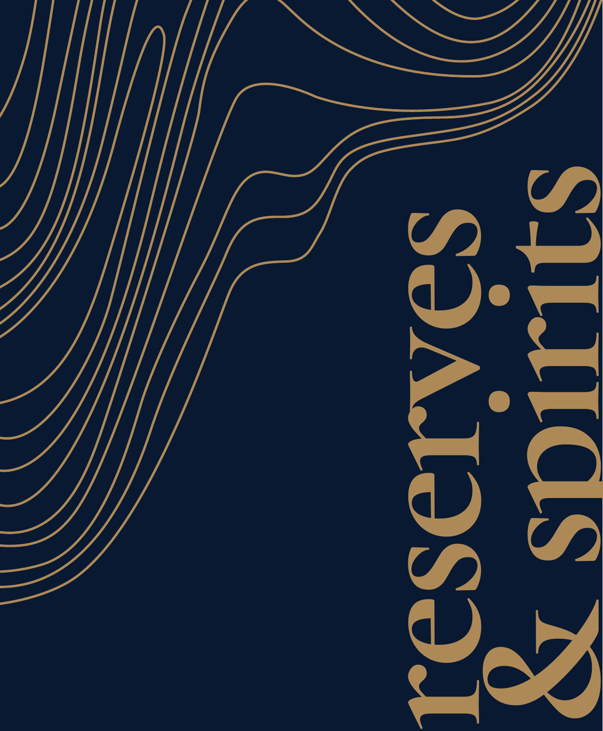# reserves & spirits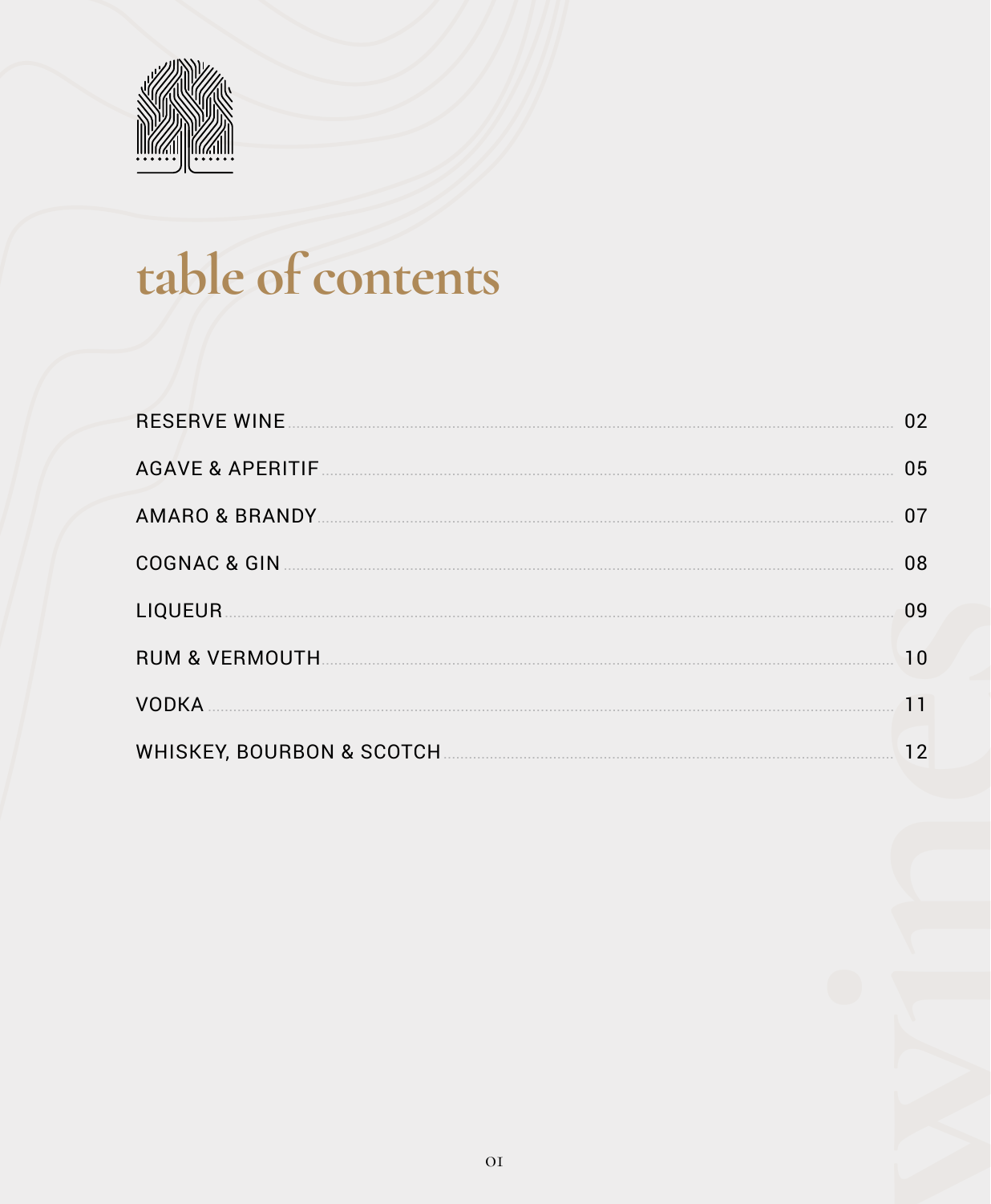# table of contents

| | |
|---|---|
| RESERVE WINE | 02 |
| AGAVE & APERITIF | 05 |
| AMARO & BRANDY | 07 |
| COGNAC & GIN | 08 |
| LIQUEUR | 09 |
| RUM & VERMOUTH | 10 |
| VODKA | 11 |
| WHISKEY, BOURBON & SCOTCH | 12 |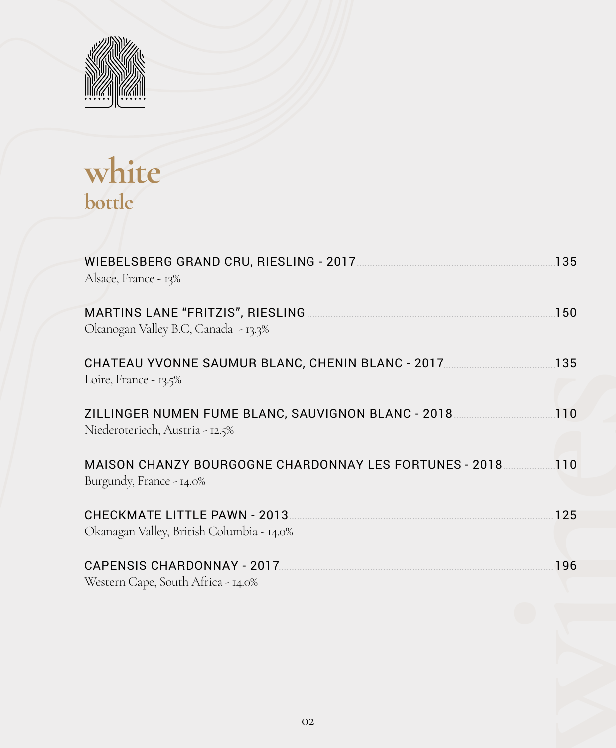# white
## bottle

WIEBELSBERG GRAND CRU, RIESLING - 2017 ........ 135
Alsace, France - 13%

MARTINS LANE "FRITZIS", RIESLING ........ 150
Okanogan Valley B.C, Canada - 13.3%

CHATEAU YVONNE SAUMUR BLANC, CHENIN BLANC - 2017 ........ 135
Loire, France - 13.5%

ZILLINGER NUMEN FUME BLANC, SAUVIGNON BLANC - 2018 ........ 110
Niederoteriech, Austria - 12.5%

MAISON CHANZY BOURGOGNE CHARDONNAY LES FORTUNES - 2018 ........ 110
Burgundy, France - 14.0%

CHECKMATE LITTLE PAWN - 2013 ........ 125
Okanagan Valley, British Columbia - 14.0%

CAPENSIS CHARDONNAY - 2017 ........ 196
Western Cape, South Africa - 14.0%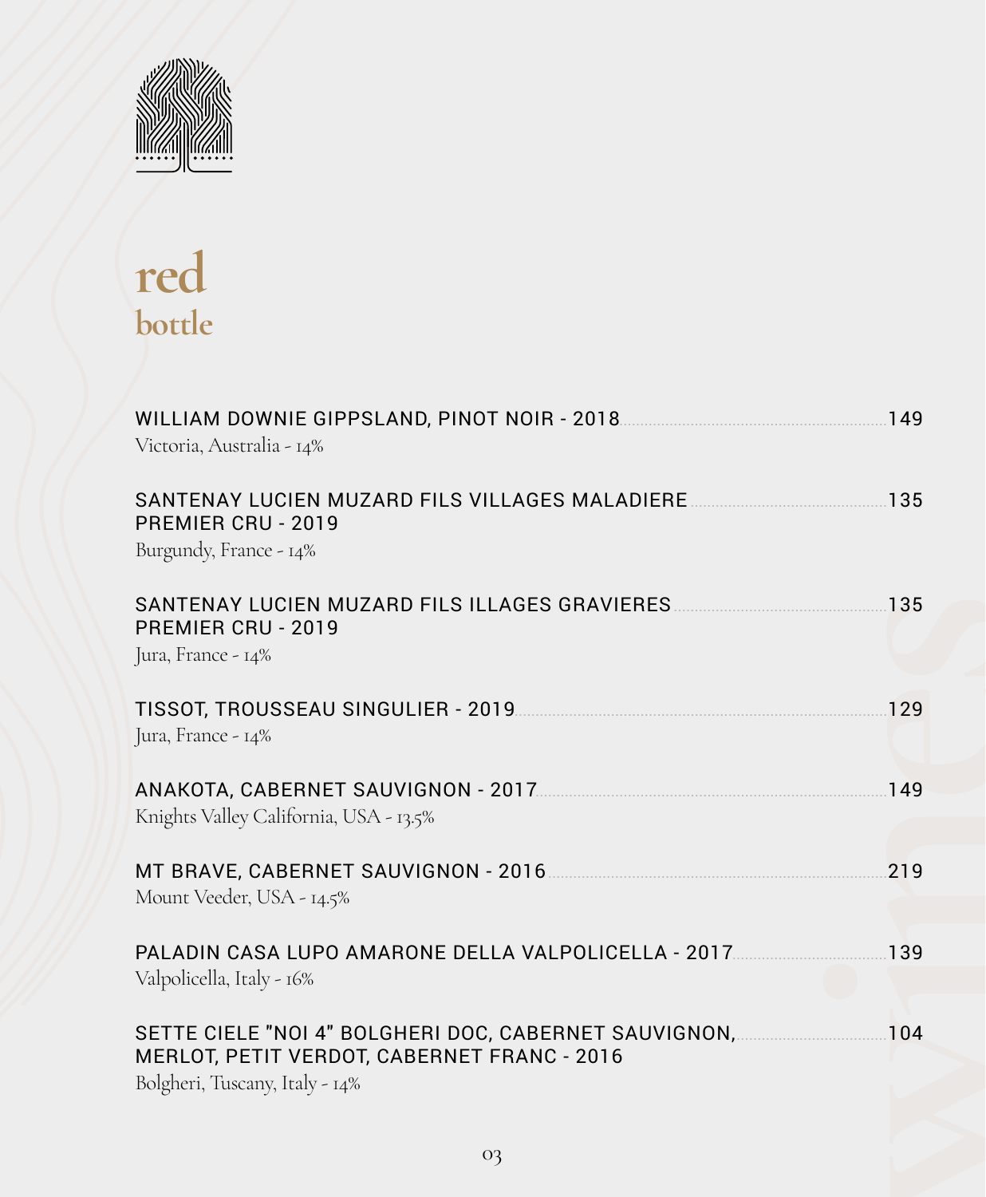# red
## bottle

WILLIAM DOWNIE GIPPSLAND, PINOT NOIR - 2018 ........ 149
Victoria, Australia - 14%

SANTENAY LUCIEN MUZARD FILS VILLAGES MALADIERE PREMIER CRU - 2019 ........ 135
Burgundy, France - 14%

SANTENAY LUCIEN MUZARD FILS ILLAGES GRAVIERES PREMIER CRU - 2019 ........ 135
Jura, France - 14%

TISSOT, TROUSSEAU SINGULIER - 2019 ........ 129
Jura, France - 14%

ANAKOTA, CABERNET SAUVIGNON - 2017 ........ 149
Knights Valley California, USA - 13.5%

MT BRAVE, CABERNET SAUVIGNON - 2016 ........ 219
Mount Veeder, USA - 14.5%

PALADIN CASA LUPO AMARONE DELLA VALPOLICELLA - 2017 ........ 139
Valpolicella, Italy - 16%

SETTE CIELE "NOI 4" BOLGHERI DOC, CABERNET SAUVIGNON, MERLOT, PETIT VERDOT, CABERNET FRANC - 2016 ........ 104
Bolgheri, Tuscany, Italy - 14%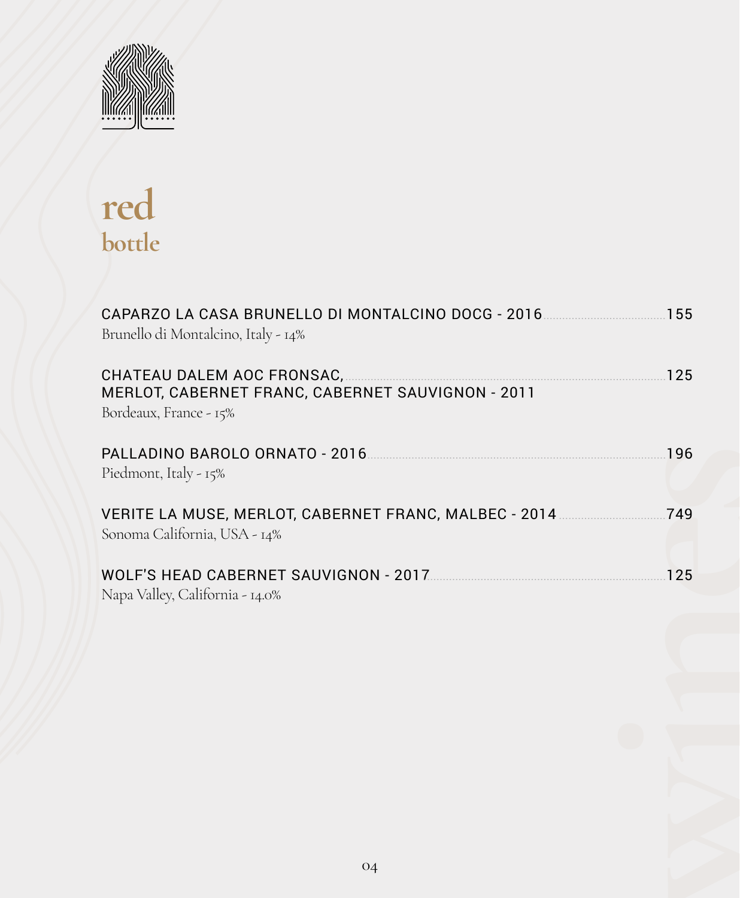# red
## bottle

**CAPARZO LA CASA BRUNELLO DI MONTALCINO DOCG - 2016** ........ 155
Brunello di Montalcino, Italy - 14%

**CHATEAU DALEM AOC FRONSAC, MERLOT, CABERNET FRANC, CABERNET SAUVIGNON - 2011** ........ 125
Bordeaux, France - 15%

**PALLADINO BAROLO ORNATO - 2016** ........ 196
Piedmont, Italy - 15%

**VERITE LA MUSE, MERLOT, CABERNET FRANC, MALBEC - 2014** ........ 749
Sonoma California, USA - 14%

**WOLF'S HEAD CABERNET SAUVIGNON - 2017** ........ 125
Napa Valley, California - 14.0%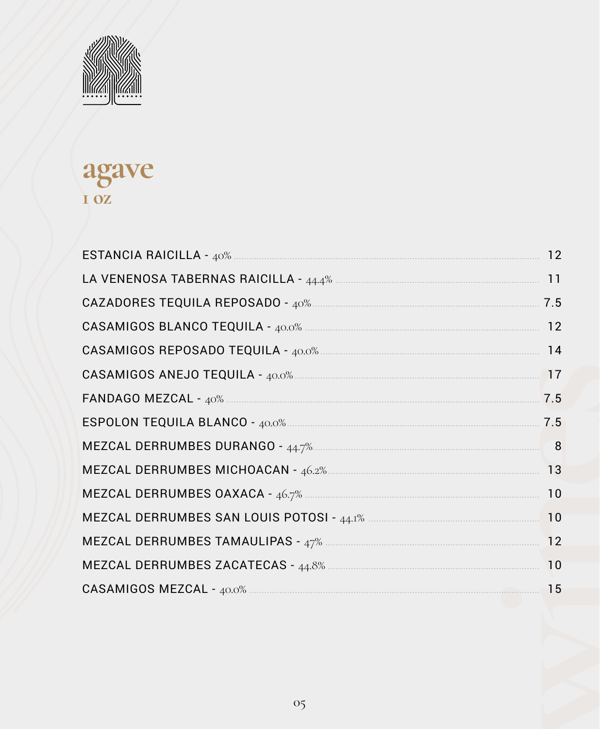# agave

## 1 OZ

| Item | Price |
|---|---|
| ESTANCIA RAICILLA - 40% | 12 |
| LA VENENOSA TABERNAS RAICILLA - 44.4% | 11 |
| CAZADORES TEQUILA REPOSADO - 40% | 7.5 |
| CASAMIGOS BLANCO TEQUILA - 40.0% | 12 |
| CASAMIGOS REPOSADO TEQUILA - 40.0% | 14 |
| CASAMIGOS ANEJO TEQUILA - 40.0% | 17 |
| FANDAGO MEZCAL - 40% | 7.5 |
| ESPOLON TEQUILA BLANCO - 40.0% | 7.5 |
| MEZCAL DERRUMBES DURANGO - 44.7% | 8 |
| MEZCAL DERRUMBES MICHOACAN - 46.2% | 13 |
| MEZCAL DERRUMBES OAXACA - 46.7% | 10 |
| MEZCAL DERRUMBES SAN LOUIS POTOSI - 44.1% | 10 |
| MEZCAL DERRUMBES TAMAULIPAS - 47% | 12 |
| MEZCAL DERRUMBES ZACATECAS - 44.8% | 10 |
| CASAMIGOS MEZCAL - 40.0% | 15 |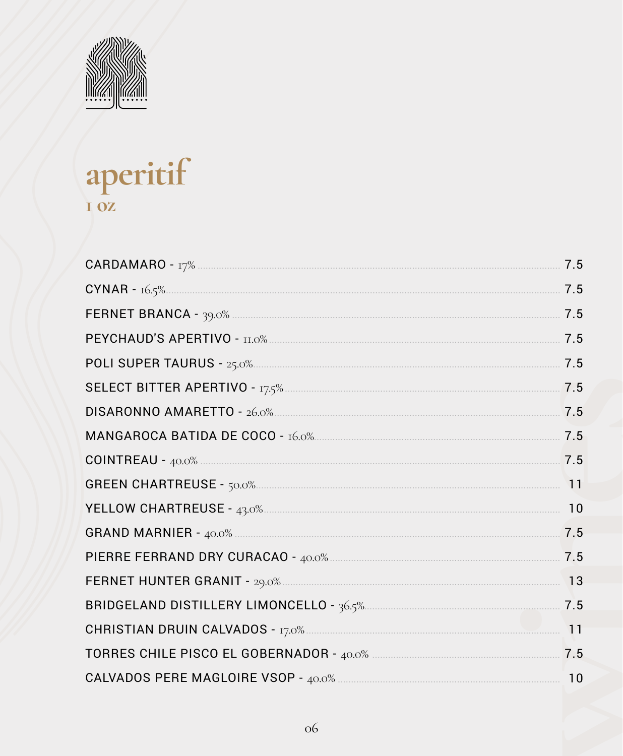# aperitif

## 1 oz

| Item | Price |
|---|---|
| CARDAMARO - 17% | 7.5 |
| CYNAR - 16.5% | 7.5 |
| FERNET BRANCA - 39.0% | 7.5 |
| PEYCHAUD'S APERTIVO - 11.0% | 7.5 |
| POLI SUPER TAURUS - 25.0% | 7.5 |
| SELECT BITTER APERTIVO - 17.5% | 7.5 |
| DISARONNO AMARETTO - 26.0% | 7.5 |
| MANGAROCA BATIDA DE COCO - 16.0% | 7.5 |
| COINTREAU - 40.0% | 7.5 |
| GREEN CHARTREUSE - 50.0% | 11 |
| YELLOW CHARTREUSE - 43.0% | 10 |
| GRAND MARNIER - 40.0% | 7.5 |
| PIERRE FERRAND DRY CURACAO - 40.0% | 7.5 |
| FERNET HUNTER GRANIT - 29.0% | 13 |
| BRIDGELAND DISTILLERY LIMONCELLO - 36.5% | 7.5 |
| CHRISTIAN DRUIN CALVADOS - 17.0% | 11 |
| TORRES CHILE PISCO EL GOBERNADOR - 40.0% | 7.5 |
| CALVADOS PERE MAGLOIRE VSOP - 40.0% | 10 |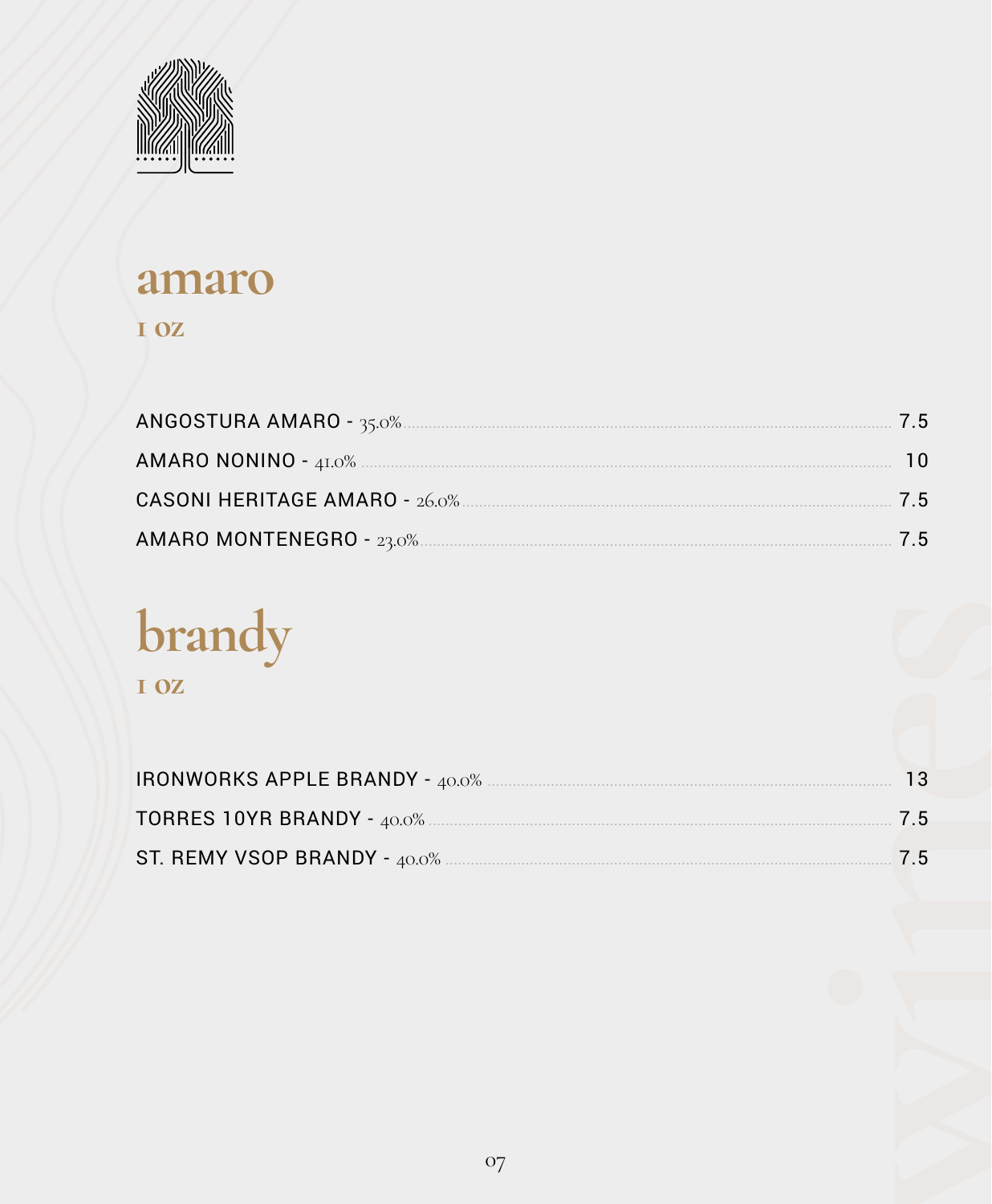## amaro

**1 OZ**

| Item | Price |
| --- | --- |
| ANGOSTURA AMARO - 35.0% | 7.5 |
| AMARO NONINO - 41.0% | 10 |
| CASONI HERITAGE AMARO - 26.0% | 7.5 |
| AMARO MONTENEGRO - 23.0% | 7.5 |

## brandy

**1 OZ**

| Item | Price |
| --- | --- |
| IRONWORKS APPLE BRANDY - 40.0% | 13 |
| TORRES 10YR BRANDY - 40.0% | 7.5 |
| ST. REMY VSOP BRANDY - 40.0% | 7.5 |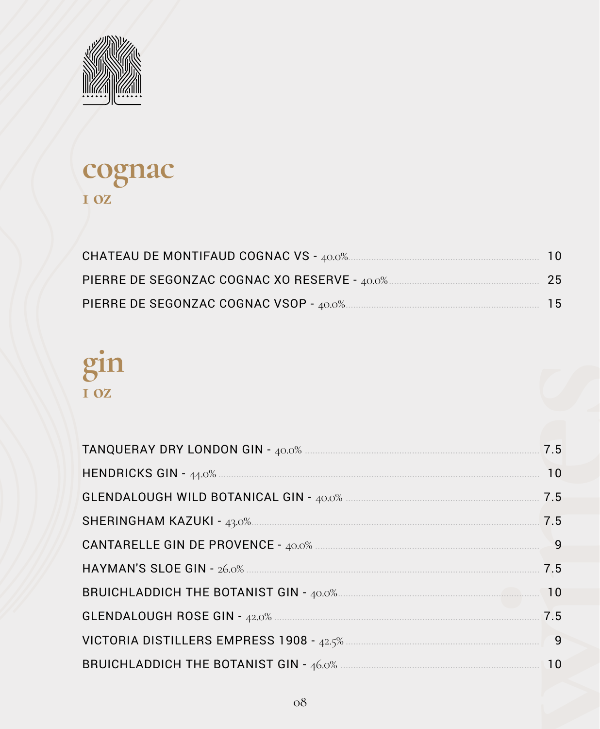## cognac

**1 OZ**

| Item | Price |
|---|---|
| CHATEAU DE MONTIFAUD COGNAC VS - 40.0% | 10 |
| PIERRE DE SEGONZAC COGNAC XO RESERVE - 40.0% | 25 |
| PIERRE DE SEGONZAC COGNAC VSOP - 40.0% | 15 |

## gin

**1 OZ**

| Item | Price |
|---|---|
| TANQUERAY DRY LONDON GIN - 40.0% | 7.5 |
| HENDRICKS GIN - 44.0% | 10 |
| GLENDALOUGH WILD BOTANICAL GIN - 40.0% | 7.5 |
| SHERINGHAM KAZUKI - 43.0% | 7.5 |
| CANTARELLE GIN DE PROVENCE - 40.0% | 9 |
| HAYMAN'S SLOE GIN - 26.0% | 7.5 |
| BRUICHLADDICH THE BOTANIST GIN - 40.0% | 10 |
| GLENDALOUGH ROSE GIN - 42.0% | 7.5 |
| VICTORIA DISTILLERS EMPRESS 1908 - 42.5% | 9 |
| BRUICHLADDICH THE BOTANIST GIN - 46.0% | 10 |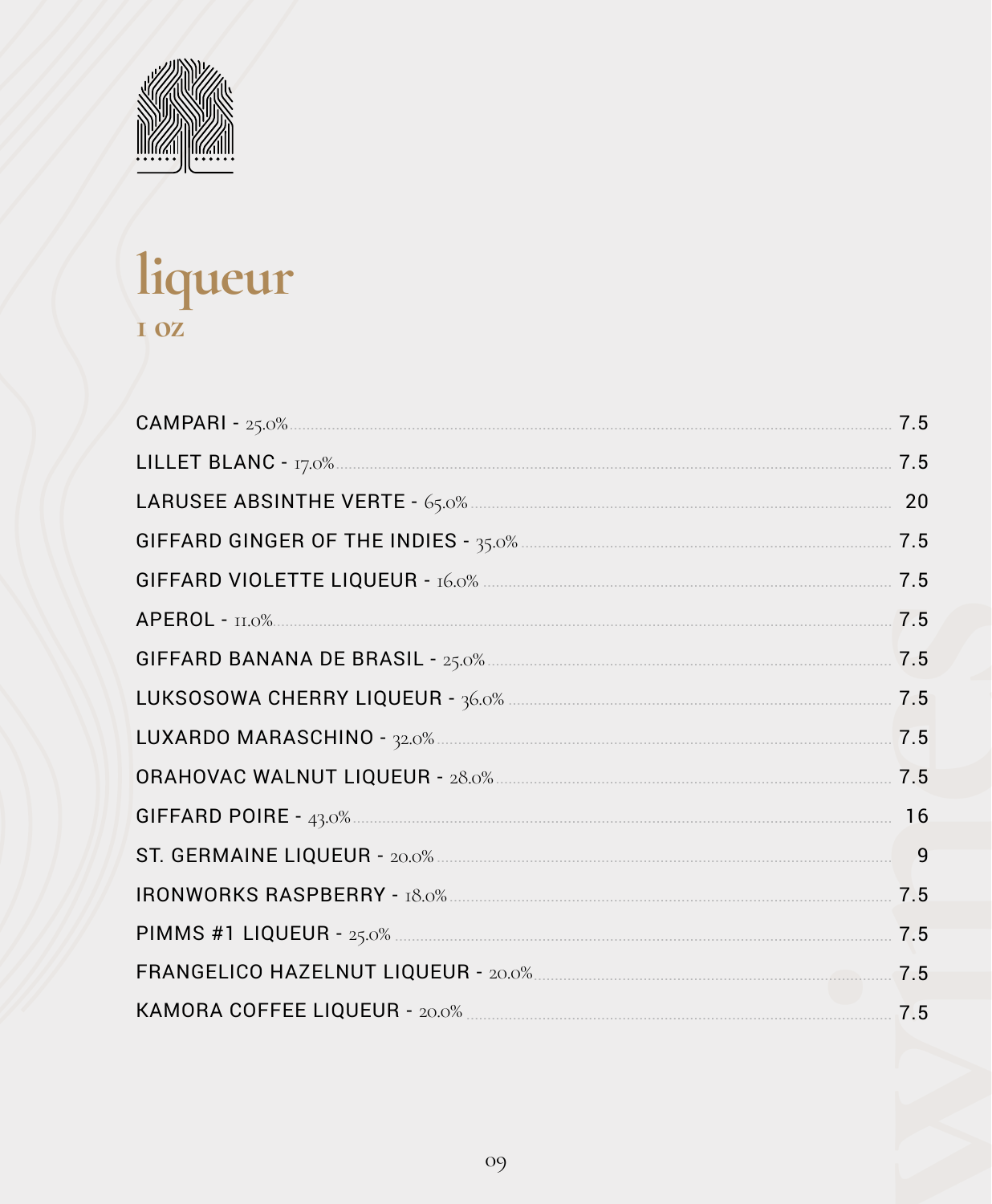# liqueur

## 1 oz

| Item | Price |
| --- | --- |
| CAMPARI - 25.0% | 7.5 |
| LILLET BLANC - 17.0% | 7.5 |
| LARUSEE ABSINTHE VERTE - 65.0% | 20 |
| GIFFARD GINGER OF THE INDIES - 35.0% | 7.5 |
| GIFFARD VIOLETTE LIQUEUR - 16.0% | 7.5 |
| APEROL - 11.0% | 7.5 |
| GIFFARD BANANA DE BRASIL - 25.0% | 7.5 |
| LUKSOSOWA CHERRY LIQUEUR - 36.0% | 7.5 |
| LUXARDO MARASCHINO - 32.0% | 7.5 |
| ORAHOVAC WALNUT LIQUEUR - 28.0% | 7.5 |
| GIFFARD POIRE - 43.0% | 16 |
| ST. GERMAINE LIQUEUR - 20.0% | 9 |
| IRONWORKS RASPBERRY - 18.0% | 7.5 |
| PIMMS #1 LIQUEUR - 25.0% | 7.5 |
| FRANGELICO HAZELNUT LIQUEUR - 20.0% | 7.5 |
| KAMORA COFFEE LIQUEUR - 20.0% | 7.5 |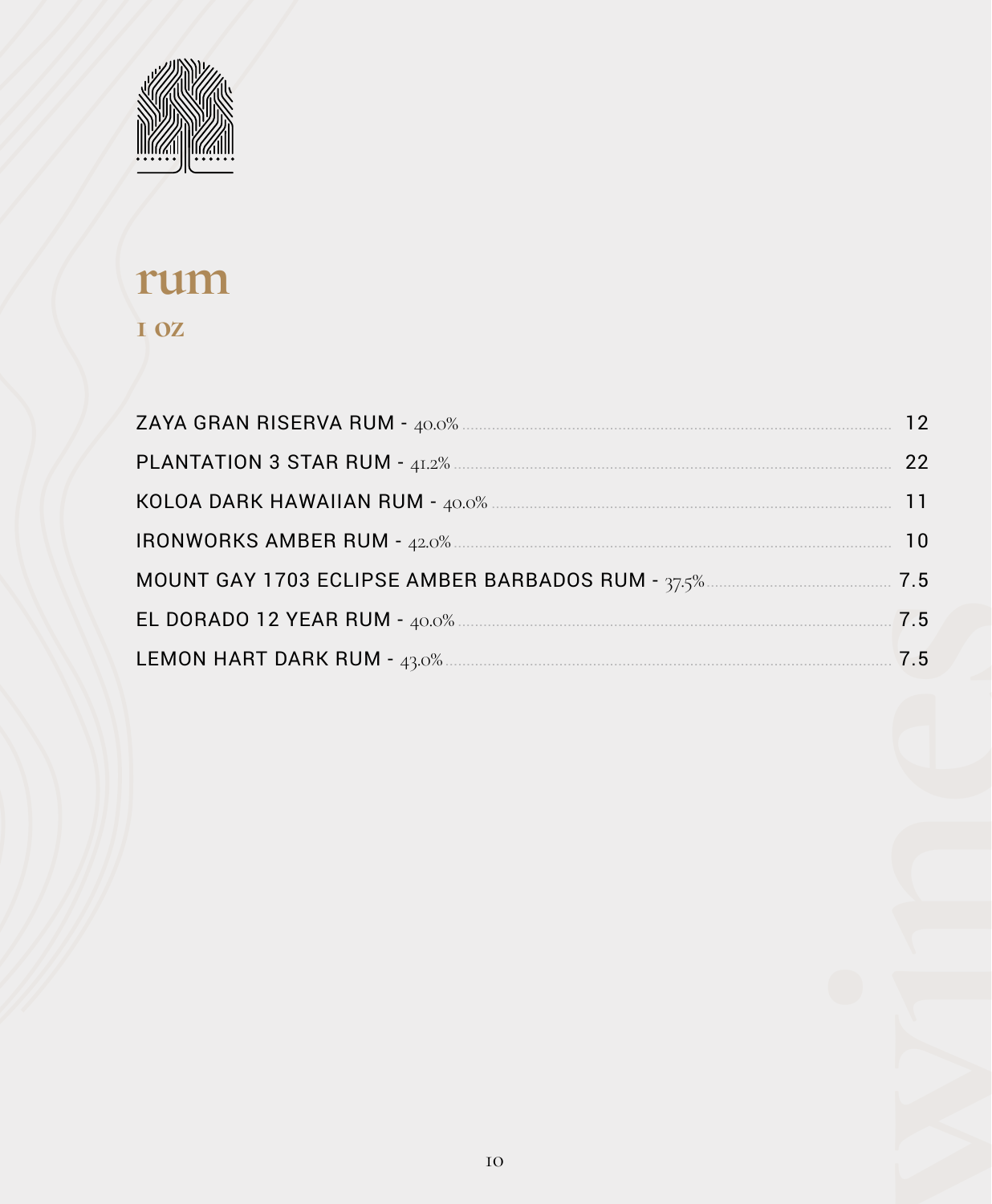# rum

## 1 oz

| Item | Price |
| --- | --- |
| ZAYA GRAN RISERVA RUM - 40.0% | 12 |
| PLANTATION 3 STAR RUM - 41.2% | 22 |
| KOLOA DARK HAWAIIAN RUM - 40.0% | 11 |
| IRONWORKS AMBER RUM - 42.0% | 10 |
| MOUNT GAY 1703 ECLIPSE AMBER BARBADOS RUM - 37.5% | 7.5 |
| EL DORADO 12 YEAR RUM - 40.0% | 7.5 |
| LEMON HART DARK RUM - 43.0% | 7.5 |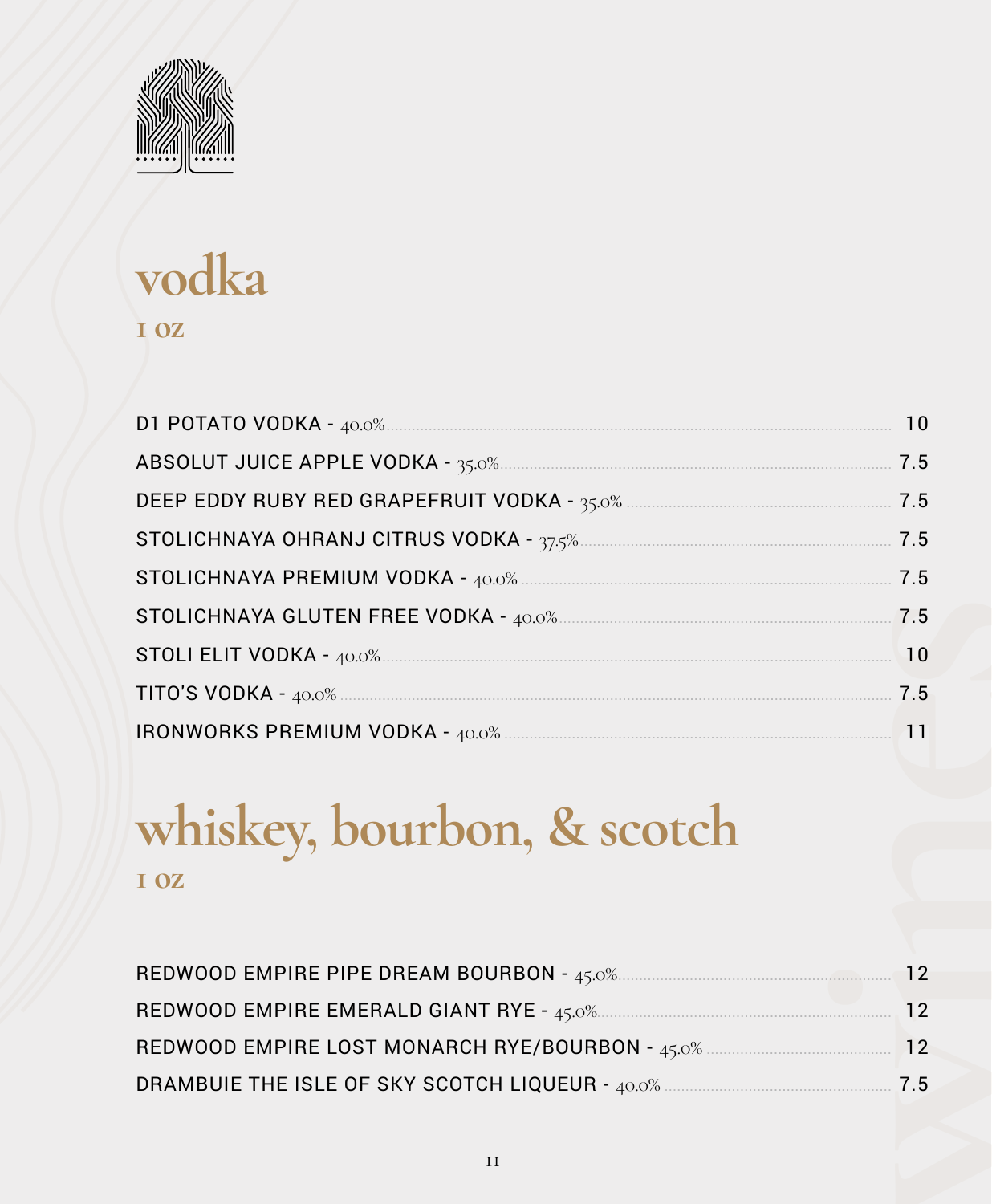# vodka

**1 oz**

| Item | Price |
|---|---|
| D1 POTATO VODKA - 40.0% | 10 |
| ABSOLUT JUICE APPLE VODKA - 35.0% | 7.5 |
| DEEP EDDY RUBY RED GRAPEFRUIT VODKA - 35.0% | 7.5 |
| STOLICHNAYA OHRANJ CITRUS VODKA - 37.5% | 7.5 |
| STOLICHNAYA PREMIUM VODKA - 40.0% | 7.5 |
| STOLICHNAYA GLUTEN FREE VODKA - 40.0% | 7.5 |
| STOLI ELIT VODKA - 40.0% | 10 |
| TITO'S VODKA - 40.0% | 7.5 |
| IRONWORKS PREMIUM VODKA - 40.0% | 11 |

# whiskey, bourbon, & scotch

**1 oz**

| Item | Price |
|---|---|
| REDWOOD EMPIRE PIPE DREAM BOURBON - 45.0% | 12 |
| REDWOOD EMPIRE EMERALD GIANT RYE - 45.0% | 12 |
| REDWOOD EMPIRE LOST MONARCH RYE/BOURBON - 45.0% | 12 |
| DRAMBUIE THE ISLE OF SKY SCOTCH LIQUEUR - 40.0% | 7.5 |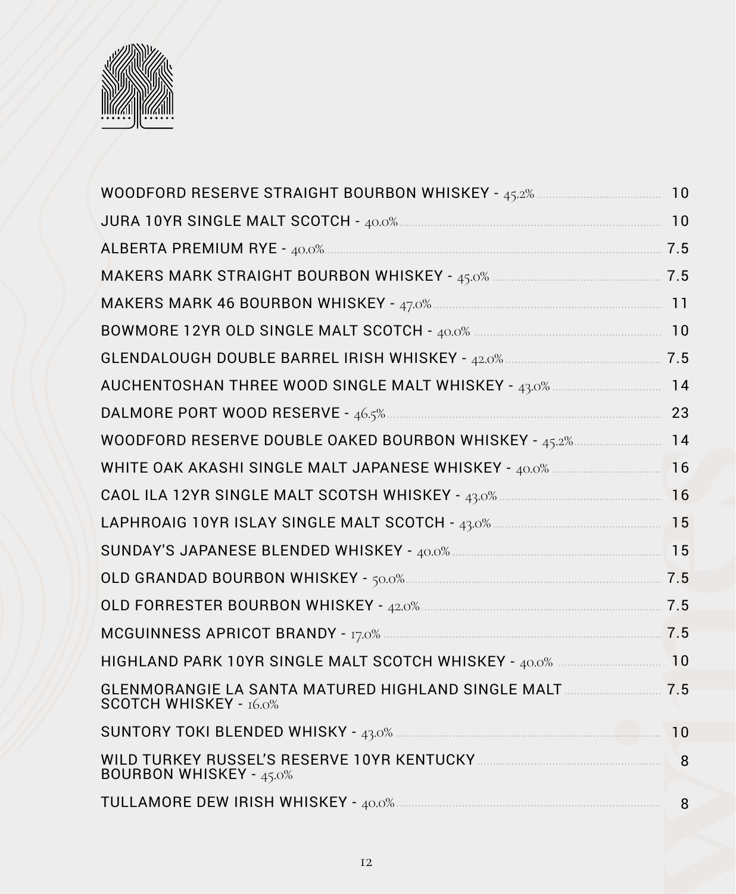| | |
|---|---|
| WOODFORD RESERVE STRAIGHT BOURBON WHISKEY - 45.2% | 10 |
| JURA 10YR SINGLE MALT SCOTCH - 40.0% | 10 |
| ALBERTA PREMIUM RYE - 40.0% | 7.5 |
| MAKERS MARK STRAIGHT BOURBON WHISKEY - 45.0% | 7.5 |
| MAKERS MARK 46 BOURBON WHISKEY - 47.0% | 11 |
| BOWMORE 12YR OLD SINGLE MALT SCOTCH - 40.0% | 10 |
| GLENDALOUGH DOUBLE BARREL IRISH WHISKEY - 42.0% | 7.5 |
| AUCHENTOSHAN THREE WOOD SINGLE MALT WHISKEY - 43.0% | 14 |
| DALMORE PORT WOOD RESERVE - 46.5% | 23 |
| WOODFORD RESERVE DOUBLE OAKED BOURBON WHISKEY - 45.2% | 14 |
| WHITE OAK AKASHI SINGLE MALT JAPANESE WHISKEY - 40.0% | 16 |
| CAOL ILA 12YR SINGLE MALT SCOTSH WHISKEY - 43.0% | 16 |
| LAPHROAIG 10YR ISLAY SINGLE MALT SCOTCH - 43.0% | 15 |
| SUNDAY'S JAPANESE BLENDED WHISKEY - 40.0% | 15 |
| OLD GRANDAD BOURBON WHISKEY - 50.0% | 7.5 |
| OLD FORRESTER BOURBON WHISKEY - 42.0% | 7.5 |
| MCGUINNESS APRICOT BRANDY - 17.0% | 7.5 |
| HIGHLAND PARK 10YR SINGLE MALT SCOTCH WHISKEY - 40.0% | 10 |
| GLENMORANGIE LA SANTA MATURED HIGHLAND SINGLE MALT SCOTCH WHISKEY - 16.0% | 7.5 |
| SUNTORY TOKI BLENDED WHISKY - 43.0% | 10 |
| WILD TURKEY RUSSEL'S RESERVE 10YR KENTUCKY BOURBON WHISKEY - 45.0% | 8 |
| TULLAMORE DEW IRISH WHISKEY - 40.0% | 8 |